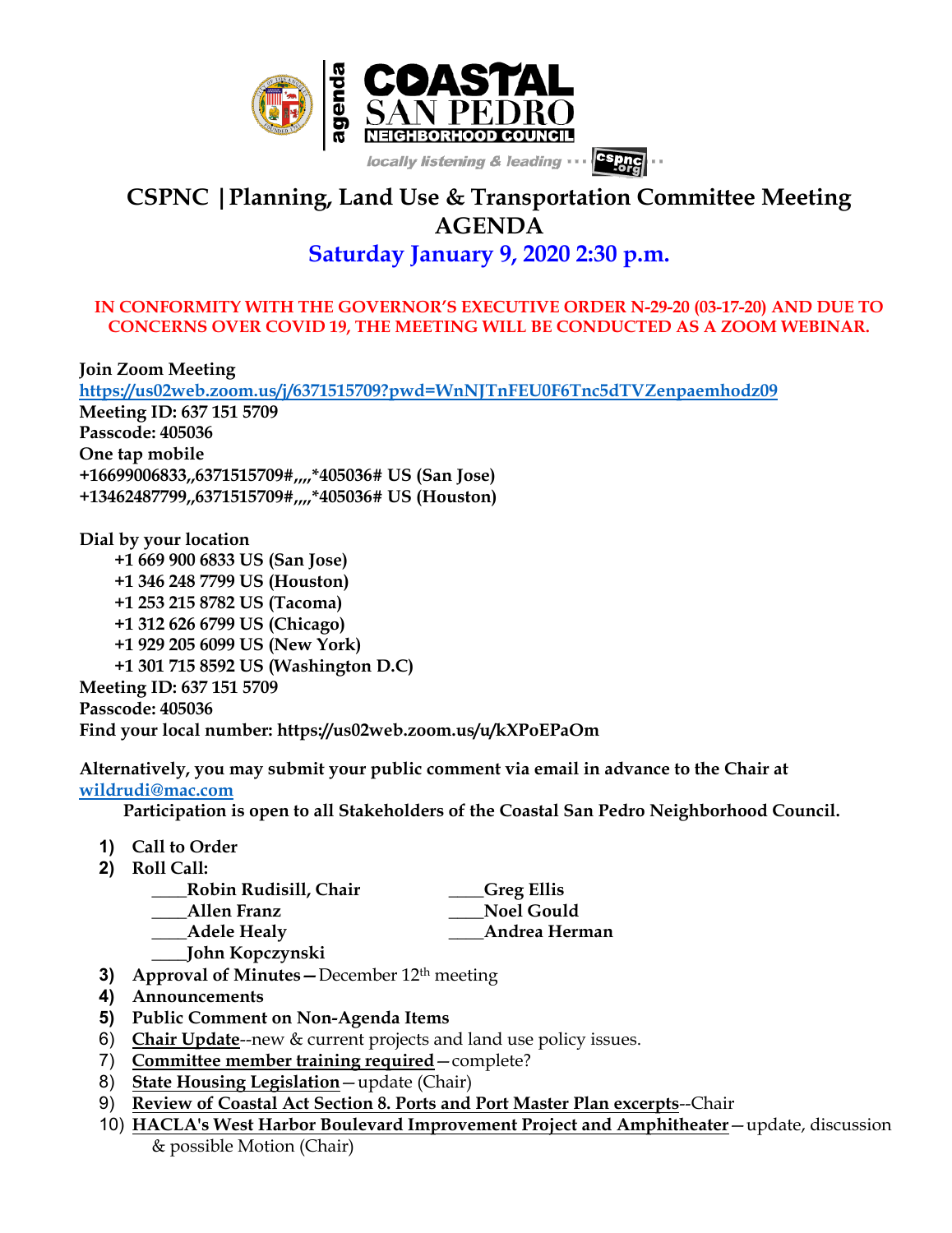# COASTAL SAN PEDRO NEIGHBORHOOD COUNCIL

agenda

locally listening & leading ··· cspnc.org ··

## CSPNC | Planning, Land Use & Transportation Committee Meeting AGENDA

### Saturday January 9, 2020 2:30 p.m.

**IN CONFORMITY WITH THE GOVERNOR'S EXECUTIVE ORDER N-29-20 (03-17-20) AND DUE TO CONCERNS OVER COVID 19, THE MEETING WILL BE CONDUCTED AS A ZOOM WEBINAR.**

**Join Zoom Meeting**
https://us02web.zoom.us/j/6371515709?pwd=WnNJTnFEU0F6Tnc5dTVZenpaemhodz09
**Meeting ID: 637 151 5709**
**Passcode: 405036**
**One tap mobile**
**+16699006833,,6371515709#,,,,*405036# US (San Jose)**
**+13462487799,,6371515709#,,,,*405036# US (Houston)**

**Dial by your location**
**+1 669 900 6833 US (San Jose)**
**+1 346 248 7799 US (Houston)**
**+1 253 215 8782 US (Tacoma)**
**+1 312 626 6799 US (Chicago)**
**+1 929 205 6099 US (New York)**
**+1 301 715 8592 US (Washington D.C)**
**Meeting ID: 637 151 5709**
**Passcode: 405036**
**Find your local number: https://us02web.zoom.us/u/kXPoEPaOm**

**Alternatively, you may submit your public comment via email in advance to the Chair at** wildrudi@mac.com
**Participation is open to all Stakeholders of the Coastal San Pedro Neighborhood Council.**

1) **Call to Order**
2) **Roll Call:**
   - ____Robin Rudisill, Chair
   - ____Allen Franz
   - ____Adele Healy
   - ____John Kopczynski
   - ____Greg Ellis
   - ____Noel Gould
   - ____Andrea Herman
3) **Approval of Minutes**—December 12th meeting
4) **Announcements**
5) **Public Comment on Non-Agenda Items**
6) **Chair Update**--new & current projects and land use policy issues.
7) **Committee member training required**—complete?
8) **State Housing Legislation**—update (Chair)
9) **Review of Coastal Act Section 8. Ports and Port Master Plan excerpts**--Chair
10) **HACLA's West Harbor Boulevard Improvement Project and Amphitheater**—update, discussion & possible Motion (Chair)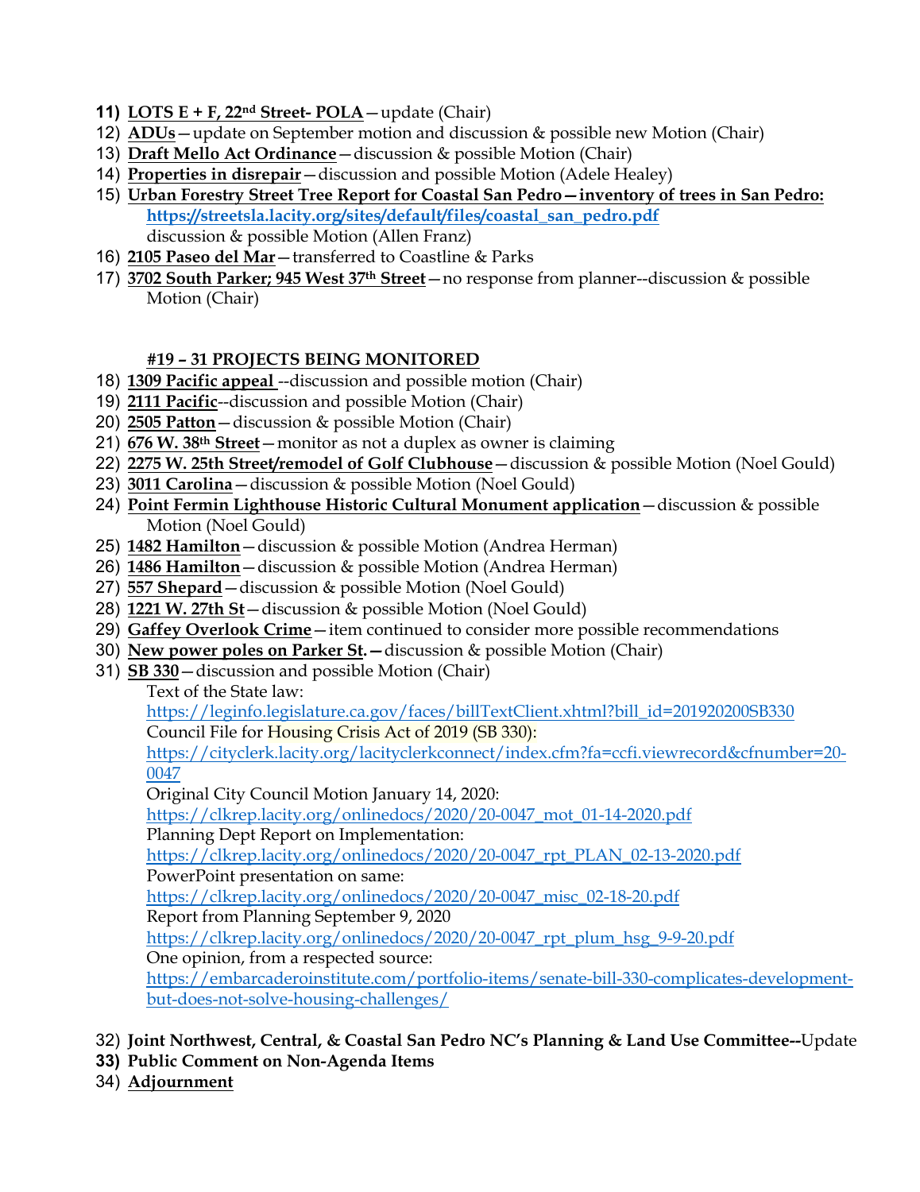11) **LOTS E + F, 22nd Street- POLA** — update (Chair)
12) **ADUs** — update on September motion and discussion & possible new Motion (Chair)
13) **Draft Mello Act Ordinance** — discussion & possible Motion (Chair)
14) **Properties in disrepair** — discussion and possible Motion (Adele Healey)
15) **Urban Forestry Street Tree Report for Coastal San Pedro — inventory of trees in San Pedro:** **https://streetsla.lacity.org/sites/default/files/coastal_san_pedro.pdf**
    discussion & possible Motion (Allen Franz)
16) **2105 Paseo del Mar** — transferred to Coastline & Parks
17) **3702 South Parker; 945 West 37th Street** — no response from planner--discussion & possible Motion (Chair)

**#19 – 31 PROJECTS BEING MONITORED**

18) **1309 Pacific appeal** --discussion and possible motion (Chair)
19) **2111 Pacific**--discussion and possible Motion (Chair)
20) **2505 Patton** — discussion & possible Motion (Chair)
21) **676 W. 38th Street** — monitor as not a duplex as owner is claiming
22) **2275 W. 25th Street/remodel of Golf Clubhouse** — discussion & possible Motion (Noel Gould)
23) **3011 Carolina** — discussion & possible Motion (Noel Gould)
24) **Point Fermin Lighthouse Historic Cultural Monument application** — discussion & possible Motion (Noel Gould)
25) **1482 Hamilton** — discussion & possible Motion (Andrea Herman)
26) **1486 Hamilton** — discussion & possible Motion (Andrea Herman)
27) **557 Shepard** — discussion & possible Motion (Noel Gould)
28) **1221 W. 27th St** — discussion & possible Motion (Noel Gould)
29) **Gaffey Overlook Crime** — item continued to consider more possible recommendations
30) **New power poles on Parker St. —** discussion & possible Motion (Chair)
31) **SB 330** — discussion and possible Motion (Chair)
    Text of the State law:
    https://leginfo.legislature.ca.gov/faces/billTextClient.xhtml?bill_id=201920200SB330
    Council File for Housing Crisis Act of 2019 (SB 330):
    https://cityclerk.lacity.org/lacityclerkconnect/index.cfm?fa=ccfi.viewrecord&cfnumber=20-0047
    Original City Council Motion January 14, 2020:
    https://clkrep.lacity.org/onlinedocs/2020/20-0047_mot_01-14-2020.pdf
    Planning Dept Report on Implementation:
    https://clkrep.lacity.org/onlinedocs/2020/20-0047_rpt_PLAN_02-13-2020.pdf
    PowerPoint presentation on same:
    https://clkrep.lacity.org/onlinedocs/2020/20-0047_misc_02-18-20.pdf
    Report from Planning September 9, 2020
    https://clkrep.lacity.org/onlinedocs/2020/20-0047_rpt_plum_hsg_9-9-20.pdf
    One opinion, from a respected source:
    https://embarcaderoinstitute.com/portfolio-items/senate-bill-330-complicates-development-but-does-not-solve-housing-challenges/

32) **Joint Northwest, Central, & Coastal San Pedro NC's Planning & Land Use Committee--**Update
33) **Public Comment on Non-Agenda Items**
34) **Adjournment**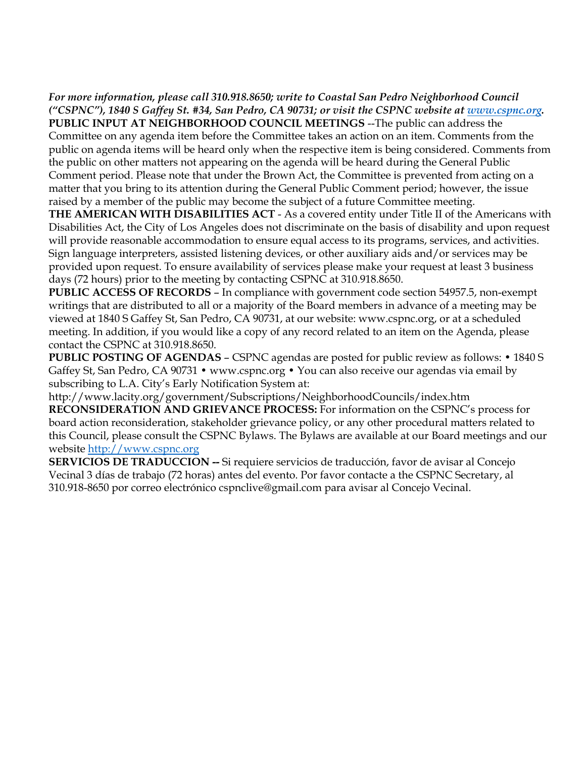***For more information, please call 310.918.8650; write to Coastal San Pedro Neighborhood Council ("CSPNC"), 1840 S Gaffey St. #34, San Pedro, CA 90731; or visit the CSPNC website at [www.cspnc.org](http://www.cspnc.org).***

**PUBLIC INPUT AT NEIGHBORHOOD COUNCIL MEETINGS** --The public can address the Committee on any agenda item before the Committee takes an action on an item. Comments from the public on agenda items will be heard only when the respective item is being considered. Comments from the public on other matters not appearing on the agenda will be heard during the General Public Comment period. Please note that under the Brown Act, the Committee is prevented from acting on a matter that you bring to its attention during the General Public Comment period; however, the issue raised by a member of the public may become the subject of a future Committee meeting.

**THE AMERICAN WITH DISABILITIES ACT** - As a covered entity under Title II of the Americans with Disabilities Act, the City of Los Angeles does not discriminate on the basis of disability and upon request will provide reasonable accommodation to ensure equal access to its programs, services, and activities. Sign language interpreters, assisted listening devices, or other auxiliary aids and/or services may be provided upon request. To ensure availability of services please make your request at least 3 business days (72 hours) prior to the meeting by contacting CSPNC at 310.918.8650.

**PUBLIC ACCESS OF RECORDS** – In compliance with government code section 54957.5, non-exempt writings that are distributed to all or a majority of the Board members in advance of a meeting may be viewed at 1840 S Gaffey St, San Pedro, CA 90731, at our website: www.cspnc.org, or at a scheduled meeting. In addition, if you would like a copy of any record related to an item on the Agenda, please contact the CSPNC at 310.918.8650.

**PUBLIC POSTING OF AGENDAS** – CSPNC agendas are posted for public review as follows: • 1840 S Gaffey St, San Pedro, CA 90731 • www.cspnc.org • You can also receive our agendas via email by subscribing to L.A. City's Early Notification System at:
http://www.lacity.org/government/Subscriptions/NeighborhoodCouncils/index.htm

**RECONSIDERATION AND GRIEVANCE PROCESS:** For information on the CSPNC's process for board action reconsideration, stakeholder grievance policy, or any other procedural matters related to this Council, please consult the CSPNC Bylaws. The Bylaws are available at our Board meetings and our website [http://www.cspnc.org](http://www.cspnc.org)

**SERVICIOS DE TRADUCCION --** Si requiere servicios de traducción, favor de avisar al Concejo Vecinal 3 días de trabajo (72 horas) antes del evento. Por favor contacte a the CSPNC Secretary, al 310.918-8650 por correo electrónico cspnclive@gmail.com para avisar al Concejo Vecinal.